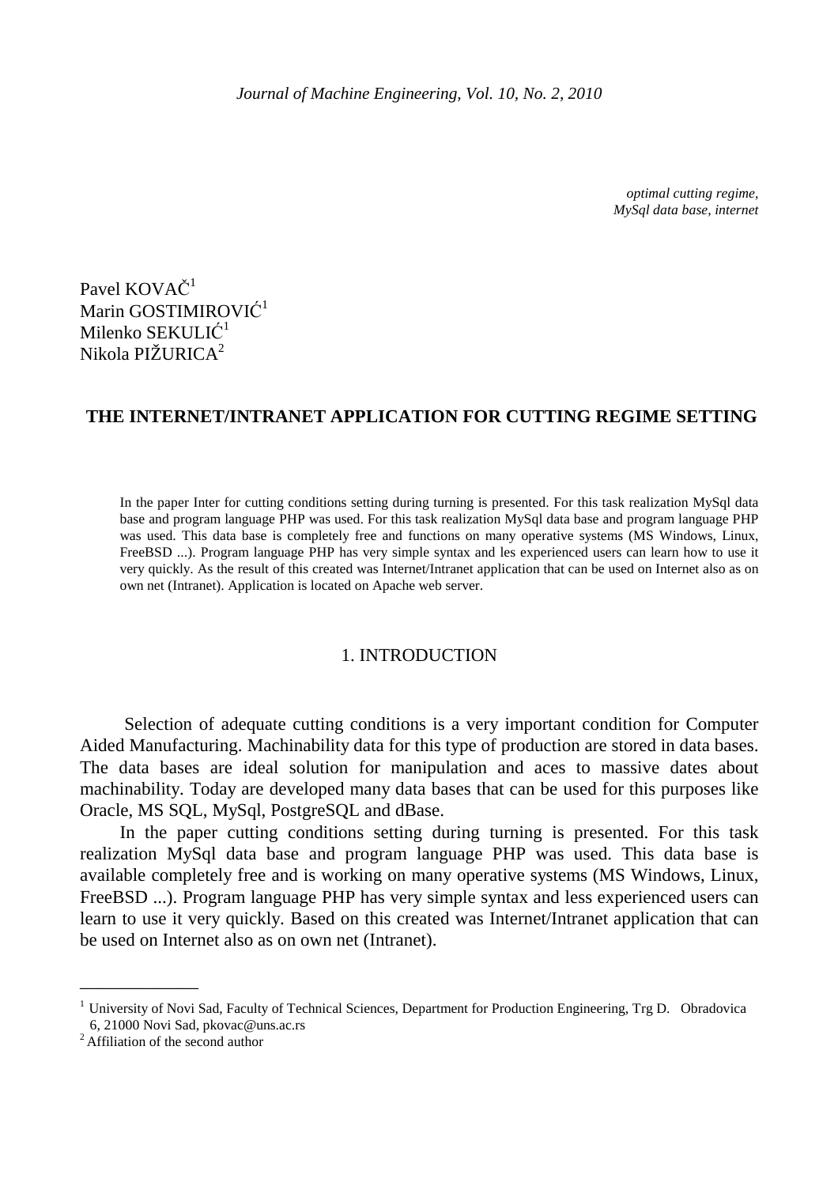*optimal cutting regime,*
*MySql data base, internet*

Pavel KOVAČ[1]
Marin GOSTIMIROVIĆ[1]
Milenko SEKULIĆ[1]
Nikola PIŽURICA[2]

# THE INTERNET/INTRANET APPLICATION FOR CUTTING REGIME SETTING

In the paper Inter for cutting conditions setting during turning is presented. For this task realization MySql data base and program language PHP was used. For this task realization MySql data base and program language PHP was used. This data base is completely free and functions on many operative systems (MS Windows, Linux, FreeBSD ...). Program language PHP has very simple syntax and les experienced users can learn how to use it very quickly. As the result of this created was Internet/Intranet application that can be used on Internet also as on own net (Intranet). Application is located on Apache web server.

## 1. INTRODUCTION

Selection of adequate cutting conditions is a very important condition for Computer Aided Manufacturing. Machinability data for this type of production are stored in data bases. The data bases are ideal solution for manipulation and aces to massive dates about machinability. Today are developed many data bases that can be used for this purposes like Oracle, MS SQL, MySql, PostgreSQL and dBase.

In the paper cutting conditions setting during turning is presented. For this task realization MySql data base and program language PHP was used. This data base is available completely free and is working on many operative systems (MS Windows, Linux, FreeBSD ...). Program language PHP has very simple syntax and less experienced users can learn to use it very quickly. Based on this created was Internet/Intranet application that can be used on Internet also as on own net (Intranet).

[1] University of Novi Sad, Faculty of Technical Sciences, Department for Production Engineering, Trg D. Obradovica 6, 21000 Novi Sad, pkovac@uns.ac.rs
[2] Affiliation of the second author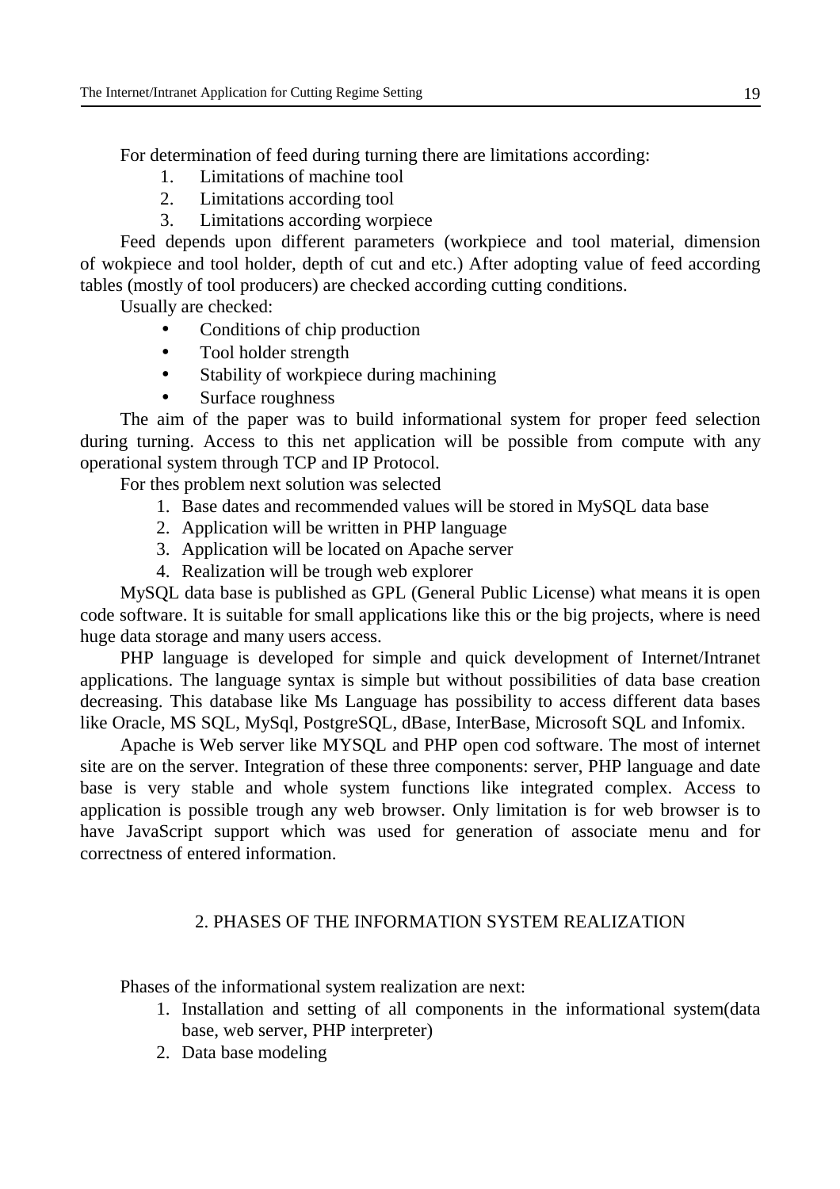For determination of feed during turning there are limitations according:

1. Limitations of machine tool
2. Limitations according tool
3. Limitations according worpiece

Feed depends upon different parameters (workpiece and tool material, dimension of wokpiece and tool holder, depth of cut and etc.) After adopting value of feed according tables (mostly of tool producers) are checked according cutting conditions.

Usually are checked:

- Conditions of chip production
- Tool holder strength
- Stability of workpiece during machining
- Surface roughness

The aim of the paper was to build informational system for proper feed selection during turning. Access to this net application will be possible from compute with any operational system through TCP and IP Protocol.

For thes problem next solution was selected

1. Base dates and recommended values will be stored in MySQL data base
2. Application will be written in PHP language
3. Application will be located on Apache server
4. Realization will be trough web explorer

MySQL data base is published as GPL (General Public License) what means it is open code software. It is suitable for small applications like this or the big projects, where is need huge data storage and many users access.

PHP language is developed for simple and quick development of Internet/Intranet applications. The language syntax is simple but without possibilities of data base creation decreasing. This database like Ms Language has possibility to access different data bases like Oracle, MS SQL, MySql, PostgreSQL, dBase, InterBase, Microsoft SQL and Infomix.

Apache is Web server like MYSQL and PHP open cod software. The most of internet site are on the server. Integration of these three components: server, PHP language and date base is very stable and whole system functions like integrated complex. Access to application is possible trough any web browser. Only limitation is for web browser is to have JavaScript support which was used for generation of associate menu and for correctness of entered information.

## 2. PHASES OF THE INFORMATION SYSTEM REALIZATION

Phases of the informational system realization are next:

1. Installation and setting of all components in the informational system(data base, web server, PHP interpreter)
2. Data base modeling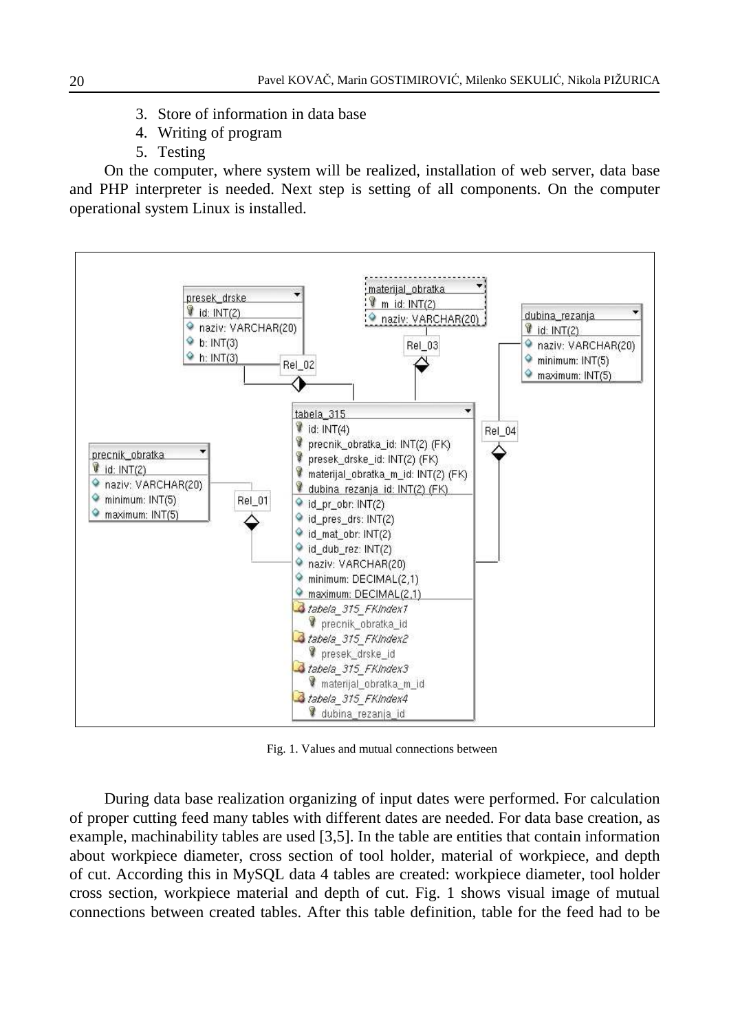3. Store of information in data base
4. Writing of program
5. Testing

On the computer, where system will be realized, installation of web server, data base and PHP interpreter is needed. Next step is setting of all components. On the computer operational system Linux is installed.

Fig. 1. Values and mutual connections between

During data base realization organizing of input dates were performed. For calculation of proper cutting feed many tables with different dates are needed. For data base creation, as example, machinability tables are used [3,5]. In the table are entities that contain information about workpiece diameter, cross section of tool holder, material of workpiece, and depth of cut. According this in MySQL data 4 tables are created: workpiece diameter, tool holder cross section, workpiece material and depth of cut. Fig. 1 shows visual image of mutual connections between created tables. After this table definition, table for the feed had to be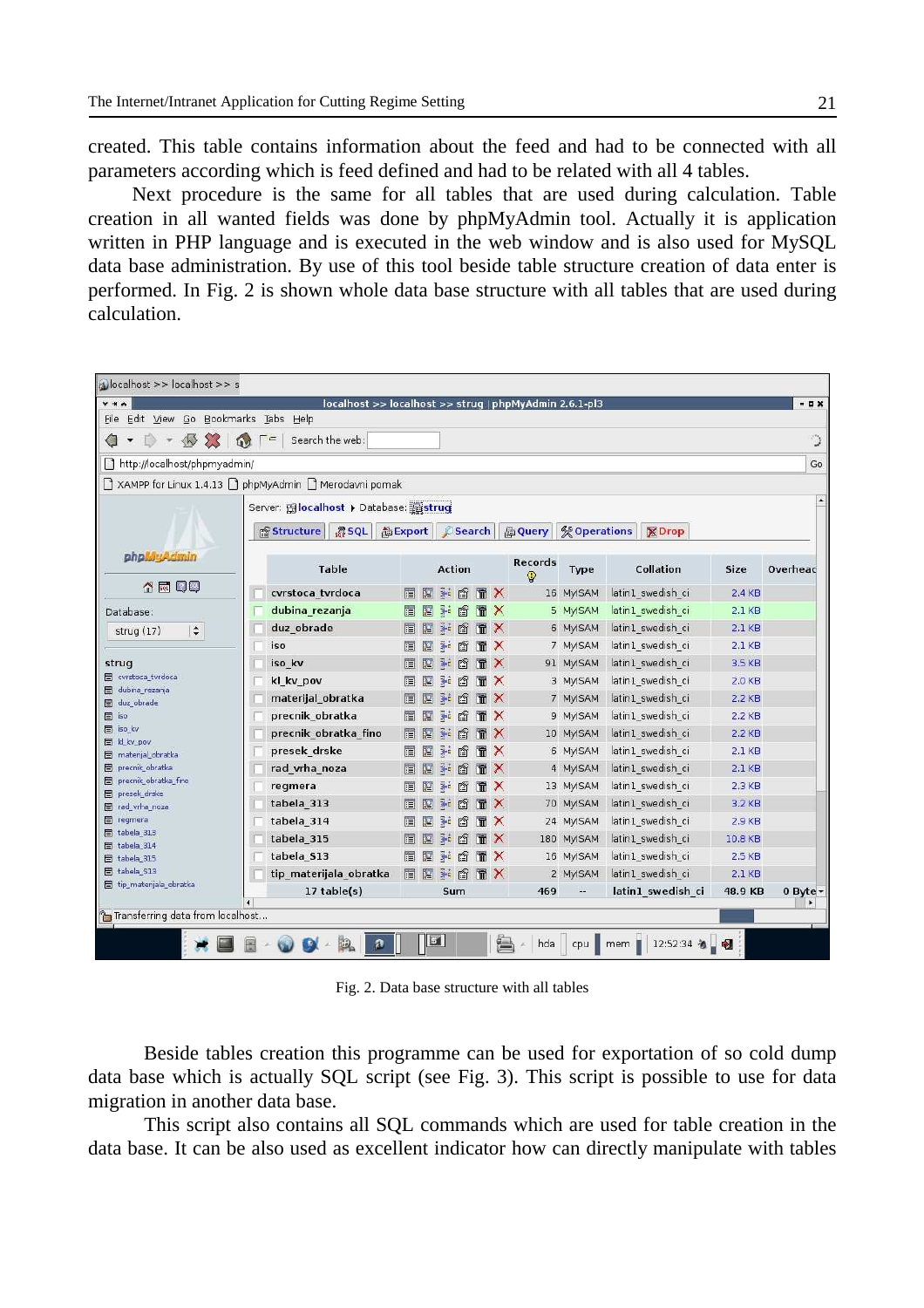created. This table contains information about the feed and had to be connected with all parameters according which is feed defined and had to be related with all 4 tables.

Next procedure is the same for all tables that are used during calculation. Table creation in all wanted fields was done by phpMyAdmin tool. Actually it is application written in PHP language and is executed in the web window and is also used for MySQL data base administration. By use of this tool beside table structure creation of data enter is performed. In Fig. 2 is shown whole data base structure with all tables that are used during calculation.

Fig. 2. Data base structure with all tables

Beside tables creation this programme can be used for exportation of so cold dump data base which is actually SQL script (see Fig. 3). This script is possible to use for data migration in another data base.

This script also contains all SQL commands which are used for table creation in the data base. It can be also used as excellent indicator how can directly manipulate with tables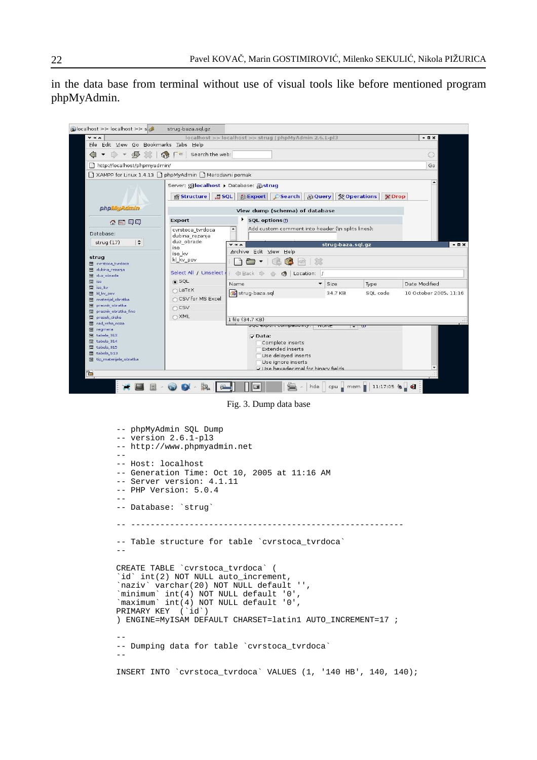in the data base from terminal without use of visual tools like before mentioned program phpMyAdmin.

Fig. 3. Dump data base

```
-- phpMyAdmin SQL Dump
-- version 2.6.1-pl3
-- http://www.phpmyadmin.net
--
-- Host: localhost
-- Generation Time: Oct 10, 2005 at 11:16 AM
-- Server version: 4.1.11
-- PHP Version: 5.0.4
--
-- Database: `strug`

-- --------------------------------------------------------

-- Table structure for table `cvrstoca_tvrdoca`
--

CREATE TABLE `cvrstoca_tvrdoca` (
`id` int(2) NOT NULL auto_increment,
`naziv` varchar(20) NOT NULL default '',
`minimum` int(4) NOT NULL default '0',
`maximum` int(4) NOT NULL default '0',
PRIMARY KEY  (`id`)
) ENGINE=MyISAM DEFAULT CHARSET=latin1 AUTO_INCREMENT=17 ;

--
-- Dumping data for table `cvrstoca_tvrdoca`
--

INSERT INTO `cvrstoca_tvrdoca` VALUES (1, '140 HB', 140, 140);
```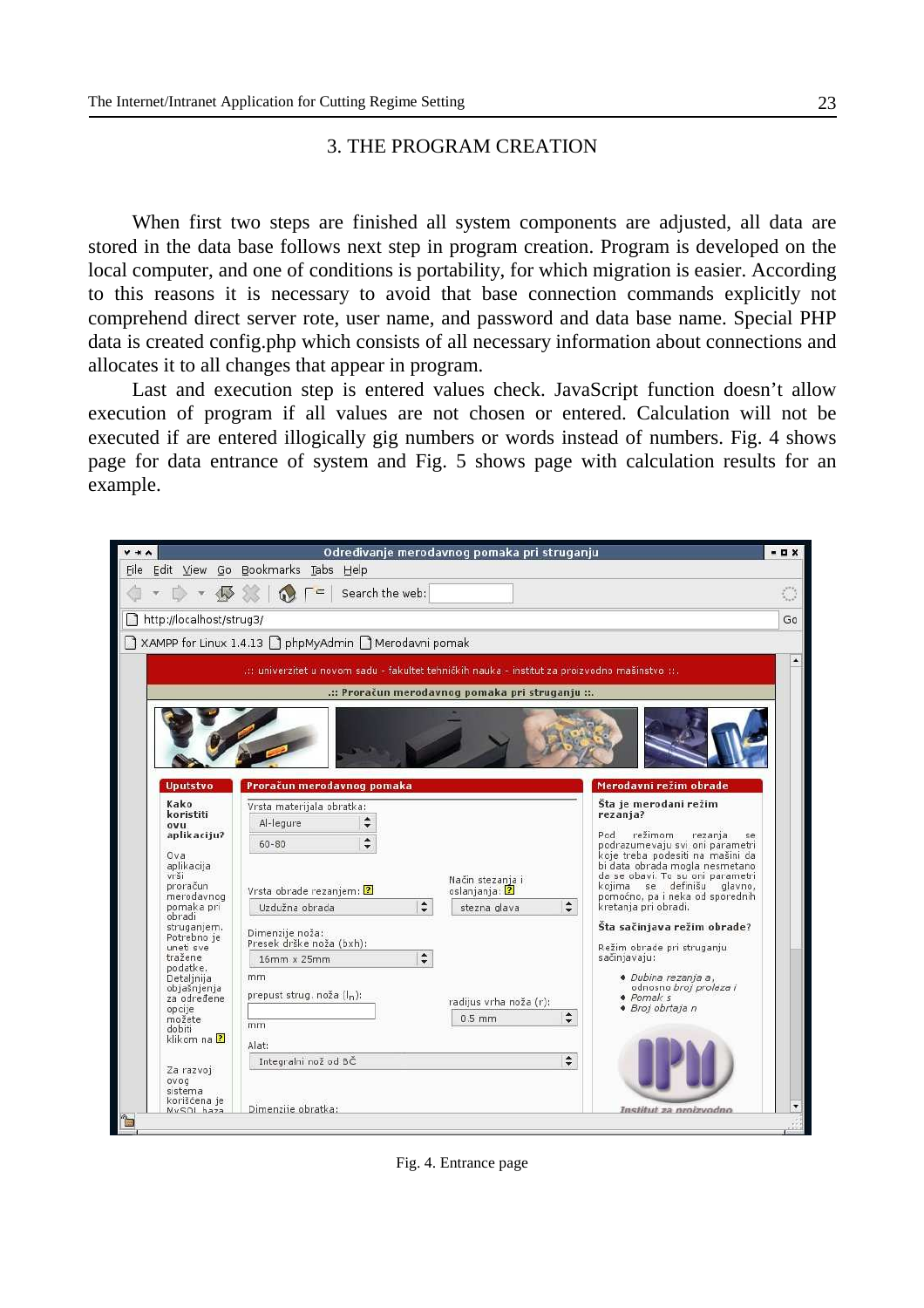## 3. THE PROGRAM CREATION

When first two steps are finished all system components are adjusted, all data are stored in the data base follows next step in program creation. Program is developed on the local computer, and one of conditions is portability, for which migration is easier. According to this reasons it is necessary to avoid that base connection commands explicitly not comprehend direct server rote, user name, and password and data base name. Special PHP data is created config.php which consists of all necessary information about connections and allocates it to all changes that appear in program.

Last and execution step is entered values check. JavaScript function doesn't allow execution of program if all values are not chosen or entered. Calculation will not be executed if are entered illogically gig numbers or words instead of numbers. Fig. 4 shows page for data entrance of system and Fig. 5 shows page with calculation results for an example.

Fig. 4. Entrance page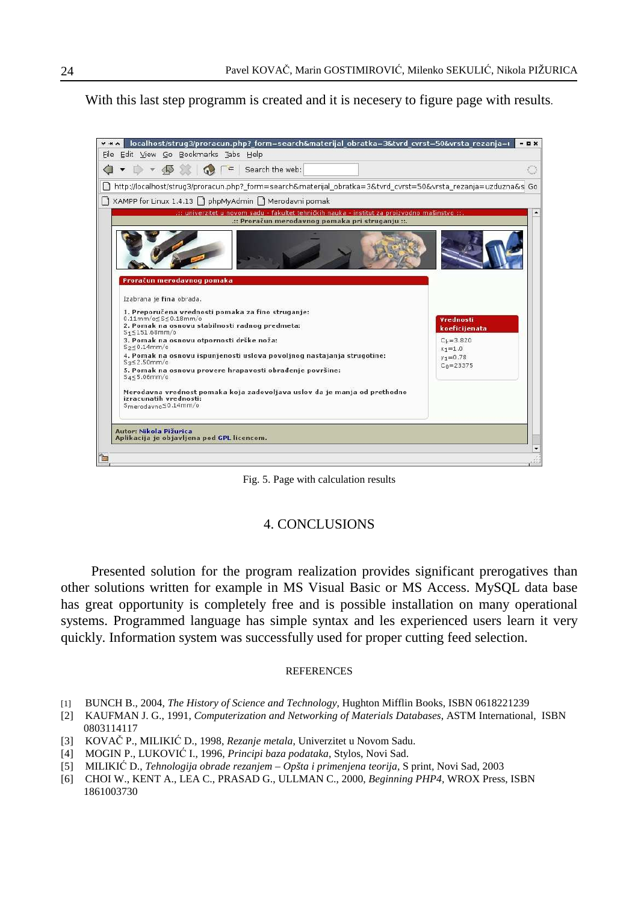With this last step programm is created and it is necesery to figure page with results.

Fig. 5. Page with calculation results

## 4. CONCLUSIONS

Presented solution for the program realization provides significant prerogatives than other solutions written for example in MS Visual Basic or MS Access. MySQL data base has great opportunity is completely free and is possible installation on many operational systems. Programmed language has simple syntax and les experienced users learn it very quickly. Information system was successfully used for proper cutting feed selection.

### REFERENCES

[1] BUNCH B., 2004, *The History of Science and Technology,* Hughton Mifflin Books, ISBN 0618221239
[2] KAUFMAN J. G., 1991, *Computerization and Networking of Materials Databases,* ASTM International, ISBN 0803114117
[3] KOVAČ P., MILIKIĆ D., 1998, *Rezanje metala*, Univerzitet u Novom Sadu.
[4] MOGIN P., LUKOVIĆ I., 1996, *Principi baza podataka*, Stylos, Novi Sad.
[5] MILIKIĆ D., *Tehnologija obrade rezanjem – Opšta i primenjena teorija,* S print, Novi Sad, 2003
[6] CHOI W., KENT A., LEA C., PRASAD G., ULLMAN C., 2000, *Beginning PHP4,* WROX Press, ISBN 1861003730